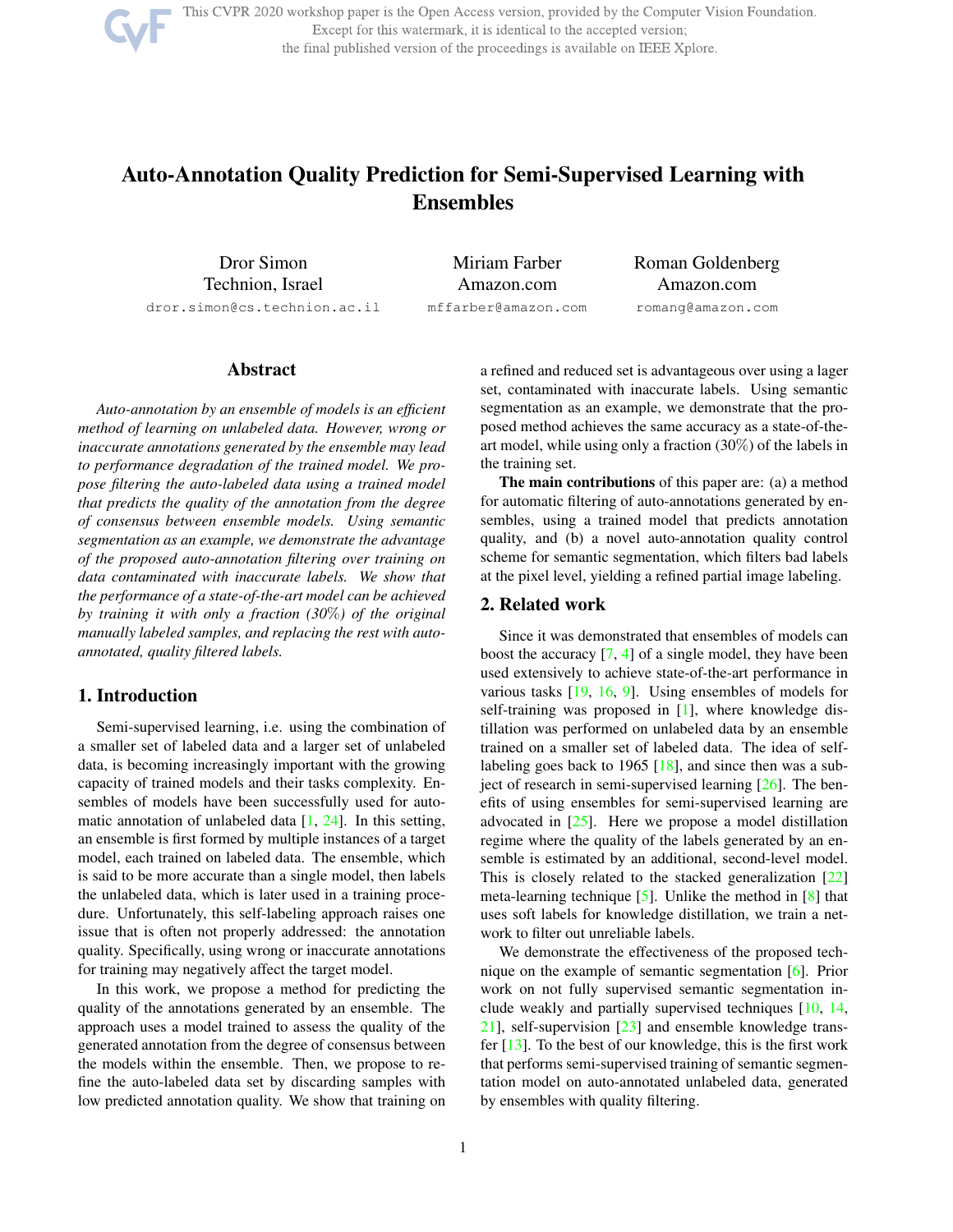# Auto-Annotation Quality Prediction for Semi-Supervised Learning with Ensembles

Dror Simon
Technion, Israel
dror.simon@cs.technion.ac.il

Miriam Farber
Amazon.com
mffarber@amazon.com

Roman Goldenberg
Amazon.com
romang@amazon.com

## Abstract

*Auto-annotation by an ensemble of models is an efficient method of learning on unlabeled data. However, wrong or inaccurate annotations generated by the ensemble may lead to performance degradation of the trained model. We propose filtering the auto-labeled data using a trained model that predicts the quality of the annotation from the degree of consensus between ensemble models. Using semantic segmentation as an example, we demonstrate the advantage of the proposed auto-annotation filtering over training on data contaminated with inaccurate labels. We show that the performance of a state-of-the-art model can be achieved by training it with only a fraction (30%) of the original manually labeled samples, and replacing the rest with auto-annotated, quality filtered labels.*

## 1. Introduction

Semi-supervised learning, i.e. using the combination of a smaller set of labeled data and a larger set of unlabeled data, is becoming increasingly important with the growing capacity of trained models and their tasks complexity. Ensembles of models have been successfully used for automatic annotation of unlabeled data [1, 24]. In this setting, an ensemble is first formed by multiple instances of a target model, each trained on labeled data. The ensemble, which is said to be more accurate than a single model, then labels the unlabeled data, which is later used in a training procedure. Unfortunately, this self-labeling approach raises one issue that is often not properly addressed: the annotation quality. Specifically, using wrong or inaccurate annotations for training may negatively affect the target model.

In this work, we propose a method for predicting the quality of the annotations generated by an ensemble. The approach uses a model trained to assess the quality of the generated annotation from the degree of consensus between the models within the ensemble. Then, we propose to refine the auto-labeled data set by discarding samples with low predicted annotation quality. We show that training on a refined and reduced set is advantageous over using a lager set, contaminated with inaccurate labels. Using semantic segmentation as an example, we demonstrate that the proposed method achieves the same accuracy as a state-of-the-art model, while using only a fraction (30%) of the labels in the training set.

**The main contributions** of this paper are: (a) a method for automatic filtering of auto-annotations generated by ensembles, using a trained model that predicts annotation quality, and (b) a novel auto-annotation quality control scheme for semantic segmentation, which filters bad labels at the pixel level, yielding a refined partial image labeling.

## 2. Related work

Since it was demonstrated that ensembles of models can boost the accuracy [7, 4] of a single model, they have been used extensively to achieve state-of-the-art performance in various tasks [19, 16, 9]. Using ensembles of models for self-training was proposed in [1], where knowledge distillation was performed on unlabeled data by an ensemble trained on a smaller set of labeled data. The idea of self-labeling goes back to 1965 [18], and since then was a subject of research in semi-supervised learning [26]. The benefits of using ensembles for semi-supervised learning are advocated in [25]. Here we propose a model distillation regime where the quality of the labels generated by an ensemble is estimated by an additional, second-level model. This is closely related to the stacked generalization [22] meta-learning technique [5]. Unlike the method in [8] that uses soft labels for knowledge distillation, we train a network to filter out unreliable labels.

We demonstrate the effectiveness of the proposed technique on the example of semantic segmentation [6]. Prior work on not fully supervised semantic segmentation include weakly and partially supervised techniques [10, 14, 21], self-supervision [23] and ensemble knowledge transfer [13]. To the best of our knowledge, this is the first work that performs semi-supervised training of semantic segmentation model on auto-annotated unlabeled data, generated by ensembles with quality filtering.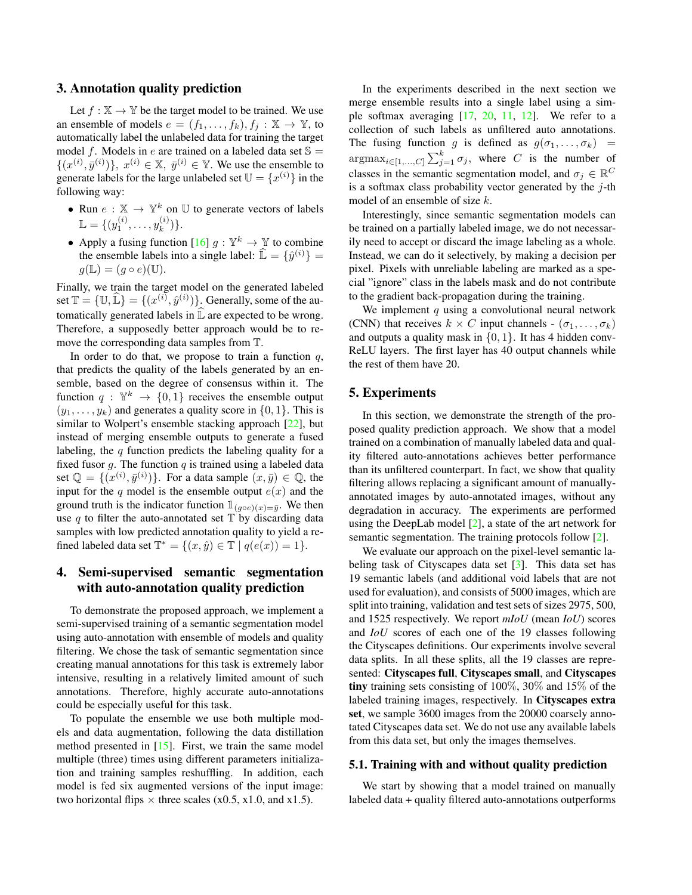## 3. Annotation quality prediction

Let $f : \mathbb{X} \rightarrow \mathbb{Y}$ be the target model to be trained. We use an ensemble of models $e = (f_1, \ldots, f_k), f_j : \mathbb{X} \rightarrow \mathbb{Y}$, to automatically label the unlabeled data for training the target model $f$. Models in $e$ are trained on a labeled data set $\mathbb{S} = \{(x^{(i)}, \bar{y}^{(i)})\},\ x^{(i)} \in \mathbb{X},\ \bar{y}^{(i)} \in \mathbb{Y}$. We use the ensemble to generate labels for the large unlabeled set $\mathbb{U} = \{x^{(i)}\}$ in the following way:

- Run $e : \mathbb{X} \rightarrow \mathbb{Y}^k$ on $\mathbb{U}$ to generate vectors of labels $\mathbb{L} = \{(y_1^{(i)}, \ldots, y_k^{(i)})\}$.
- Apply a fusing function [16] $g : \mathbb{Y}^k \rightarrow \mathbb{Y}$ to combine the ensemble labels into a single label: $\widehat{\mathbb{L}} = \{\hat{y}^{(i)}\} = g(\mathbb{L}) = (g \circ e)(\mathbb{U})$.

Finally, we train the target model on the generated labeled set $\mathbb{T} = \{\mathbb{U}, \widehat{\mathbb{L}}\} = \{(x^{(i)}, \hat{y}^{(i)})\}$. Generally, some of the automatically generated labels in $\widehat{\mathbb{L}}$ are expected to be wrong. Therefore, a supposedly better approach would be to remove the corresponding data samples from $\mathbb{T}$.

In order to do that, we propose to train a function $q$, that predicts the quality of the labels generated by an ensemble, based on the degree of consensus within it. The function $q : \mathbb{Y}^k \rightarrow \{0, 1\}$ receives the ensemble output $(y_1, \ldots, y_k)$ and generates a quality score in $\{0, 1\}$. This is similar to Wolpert's ensemble stacking approach [22], but instead of merging ensemble outputs to generate a fused labeling, the $q$ function predicts the labeling quality for a fixed fusor $g$. The function $q$ is trained using a labeled data set $\mathbb{Q} = \{(x^{(i)}, \bar{y}^{(i)})\}$. For a data sample $(x, \bar{y}) \in \mathbb{Q}$, the input for the $q$ model is the ensemble output $e(x)$ and the ground truth is the indicator function $\mathbb{1}_{(g \circ e)(x) = \bar{y}}$. We then use $q$ to filter the auto-annotated set $\mathbb{T}$ by discarding data samples with low predicted annotation quality to yield a refined labeled data set $\mathbb{T}^* = \{(x, \hat{y}) \in \mathbb{T} \mid q(e(x)) = 1\}$.

## 4. Semi-supervised semantic segmentation with auto-annotation quality prediction

To demonstrate the proposed approach, we implement a semi-supervised training of a semantic segmentation model using auto-annotation with ensemble of models and quality filtering. We chose the task of semantic segmentation since creating manual annotations for this task is extremely labor intensive, resulting in a relatively limited amount of such annotations. Therefore, highly accurate auto-annotations could be especially useful for this task.

To populate the ensemble we use both multiple models and data augmentation, following the data distillation method presented in [15]. First, we train the same model multiple (three) times using different parameters initialization and training samples reshuffling. In addition, each model is fed six augmented versions of the input image: two horizontal flips $\times$ three scales (x0.5, x1.0, and x1.5).

In the experiments described in the next section we merge ensemble results into a single label using a simple softmax averaging [17, 20, 11, 12]. We refer to a collection of such labels as unfiltered auto annotations. The fusing function $g$ is defined as $g(\sigma_1, \ldots, \sigma_k) = \mathrm{argmax}_{i \in [1, \ldots, C]} \sum_{j=1}^{k} \sigma_j$, where $C$ is the number of classes in the semantic segmentation model, and $\sigma_j \in \mathbb{R}^C$ is a softmax class probability vector generated by the $j$-th model of an ensemble of size $k$.

Interestingly, since semantic segmentation models can be trained on a partially labeled image, we do not necessarily need to accept or discard the image labeling as a whole. Instead, we can do it selectively, by making a decision per pixel. Pixels with unreliable labeling are marked as a special "ignore" class in the labels mask and do not contribute to the gradient back-propagation during the training.

We implement $q$ using a convolutional neural network (CNN) that receives $k \times C$ input channels - $(\sigma_1, \ldots, \sigma_k)$ and outputs a quality mask in $\{0, 1\}$. It has 4 hidden conv-ReLU layers. The first layer has 40 output channels while the rest of them have 20.

## 5. Experiments

In this section, we demonstrate the strength of the proposed quality prediction approach. We show that a model trained on a combination of manually labeled data and quality filtered auto-annotations achieves better performance than its unfiltered counterpart. In fact, we show that quality filtering allows replacing a significant amount of manually-annotated images by auto-annotated images, without any degradation in accuracy. The experiments are performed using the DeepLab model [2], a state of the art network for semantic segmentation. The training protocols follow [2].

We evaluate our approach on the pixel-level semantic labeling task of Cityscapes data set [3]. This data set has 19 semantic labels (and additional void labels that are not used for evaluation), and consists of 5000 images, which are split into training, validation and test sets of sizes 2975, 500, and 1525 respectively. We report *mIoU* (mean *IoU*) scores and *IoU* scores of each one of the 19 classes following the Cityscapes definitions. Our experiments involve several data splits. In all these splits, all the 19 classes are represented: **Cityscapes full**, **Cityscapes small**, and **Cityscapes tiny** training sets consisting of 100%, 30% and 15% of the labeled training images, respectively. In **Cityscapes extra set**, we sample 3600 images from the 20000 coarsely annotated Cityscapes data set. We do not use any available labels from this data set, but only the images themselves.

### 5.1. Training with and without quality prediction

We start by showing that a model trained on manually labeled data + quality filtered auto-annotations outperforms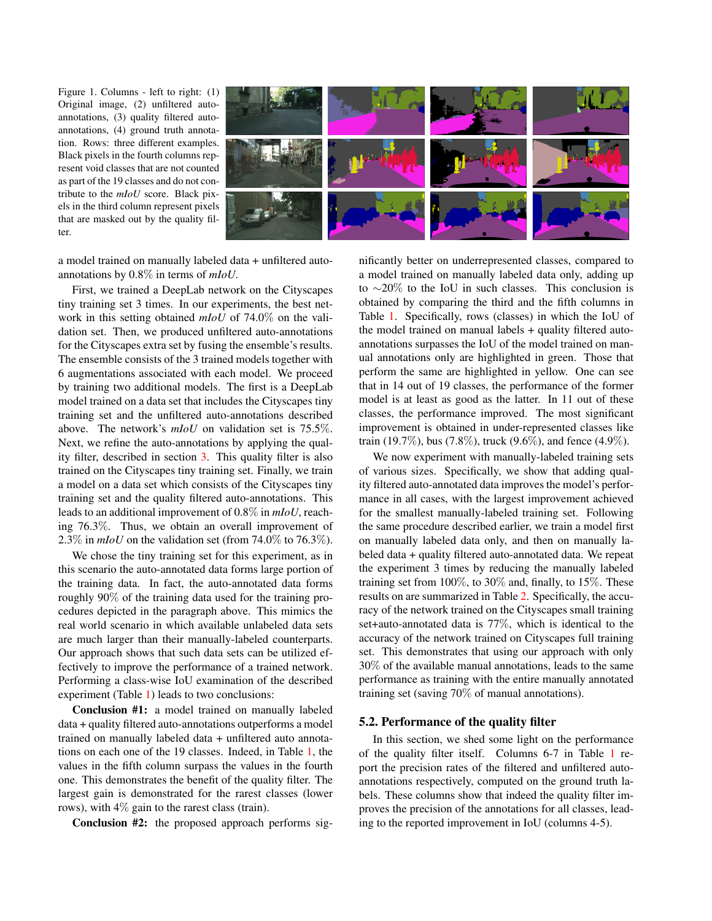Figure 1. Columns - left to right: (1) Original image, (2) unfiltered auto-annotations, (3) quality filtered auto-annotations, (4) ground truth annotation. Rows: three different examples. Black pixels in the fourth columns represent void classes that are not counted as part of the 19 classes and do not contribute to the *mIoU* score. Black pixels in the third column represent pixels that are masked out by the quality filter.

a model trained on manually labeled data + unfiltered auto-annotations by 0.8% in terms of *mIoU*.

First, we trained a DeepLab network on the Cityscapes tiny training set 3 times. In our experiments, the best network in this setting obtained *mIoU* of 74.0% on the validation set. Then, we produced unfiltered auto-annotations for the Cityscapes extra set by fusing the ensemble's results. The ensemble consists of the 3 trained models together with 6 augmentations associated with each model. We proceed by training two additional models. The first is a DeepLab model trained on a data set that includes the Cityscapes tiny training set and the unfiltered auto-annotations described above. The network's *mIoU* on validation set is 75.5%. Next, we refine the auto-annotations by applying the quality filter, described in section 3. This quality filter is also trained on the Cityscapes tiny training set. Finally, we train a model on a data set which consists of the Cityscapes tiny training set and the quality filtered auto-annotations. This leads to an additional improvement of 0.8% in *mIoU*, reaching 76.3%. Thus, we obtain an overall improvement of 2.3% in *mIoU* on the validation set (from 74.0% to 76.3%).

We chose the tiny training set for this experiment, as in this scenario the auto-annotated data forms large portion of the training data. In fact, the auto-annotated data forms roughly 90% of the training data used for the training procedures depicted in the paragraph above. This mimics the real world scenario in which available unlabeled data sets are much larger than their manually-labeled counterparts. Our approach shows that such data sets can be utilized effectively to improve the performance of a trained network. Performing a class-wise IoU examination of the described experiment (Table 1) leads to two conclusions:

**Conclusion #1:** a model trained on manually labeled data + quality filtered auto-annotations outperforms a model trained on manually labeled data + unfiltered auto annotations on each one of the 19 classes. Indeed, in Table 1, the values in the fifth column surpass the values in the fourth one. This demonstrates the benefit of the quality filter. The largest gain is demonstrated for the rarest classes (lower rows), with 4% gain to the rarest class (train).

**Conclusion #2:** the proposed approach performs significantly better on underrepresented classes, compared to a model trained on manually labeled data only, adding up to ∼20% to the IoU in such classes. This conclusion is obtained by comparing the third and the fifth columns in Table 1. Specifically, rows (classes) in which the IoU of the model trained on manual labels + quality filtered auto-annotations surpasses the IoU of the model trained on manual annotations only are highlighted in green. Those that perform the same are highlighted in yellow. One can see that in 14 out of 19 classes, the performance of the former model is at least as good as the latter. In 11 out of these classes, the performance improved. The most significant improvement is obtained in under-represented classes like train (19.7%), bus (7.8%), truck (9.6%), and fence (4.9%).

We now experiment with manually-labeled training sets of various sizes. Specifically, we show that adding quality filtered auto-annotated data improves the model's performance in all cases, with the largest improvement achieved for the smallest manually-labeled training set. Following the same procedure described earlier, we train a model first on manually labeled data only, and then on manually labeled data + quality filtered auto-annotated data. We repeat the experiment 3 times by reducing the manually labeled training set from 100%, to 30% and, finally, to 15%. These results on are summarized in Table 2. Specifically, the accuracy of the network trained on the Cityscapes small training set+auto-annotated data is 77%, which is identical to the accuracy of the network trained on Cityscapes full training set. This demonstrates that using our approach with only 30% of the available manual annotations, leads to the same performance as training with the entire manually annotated training set (saving 70% of manual annotations).

### 5.2. Performance of the quality filter

In this section, we shed some light on the performance of the quality filter itself. Columns 6-7 in Table 1 report the precision rates of the filtered and unfiltered auto-annotations respectively, computed on the ground truth labels. These columns show that indeed the quality filter improves the precision of the annotations for all classes, leading to the reported improvement in IoU (columns 4-5).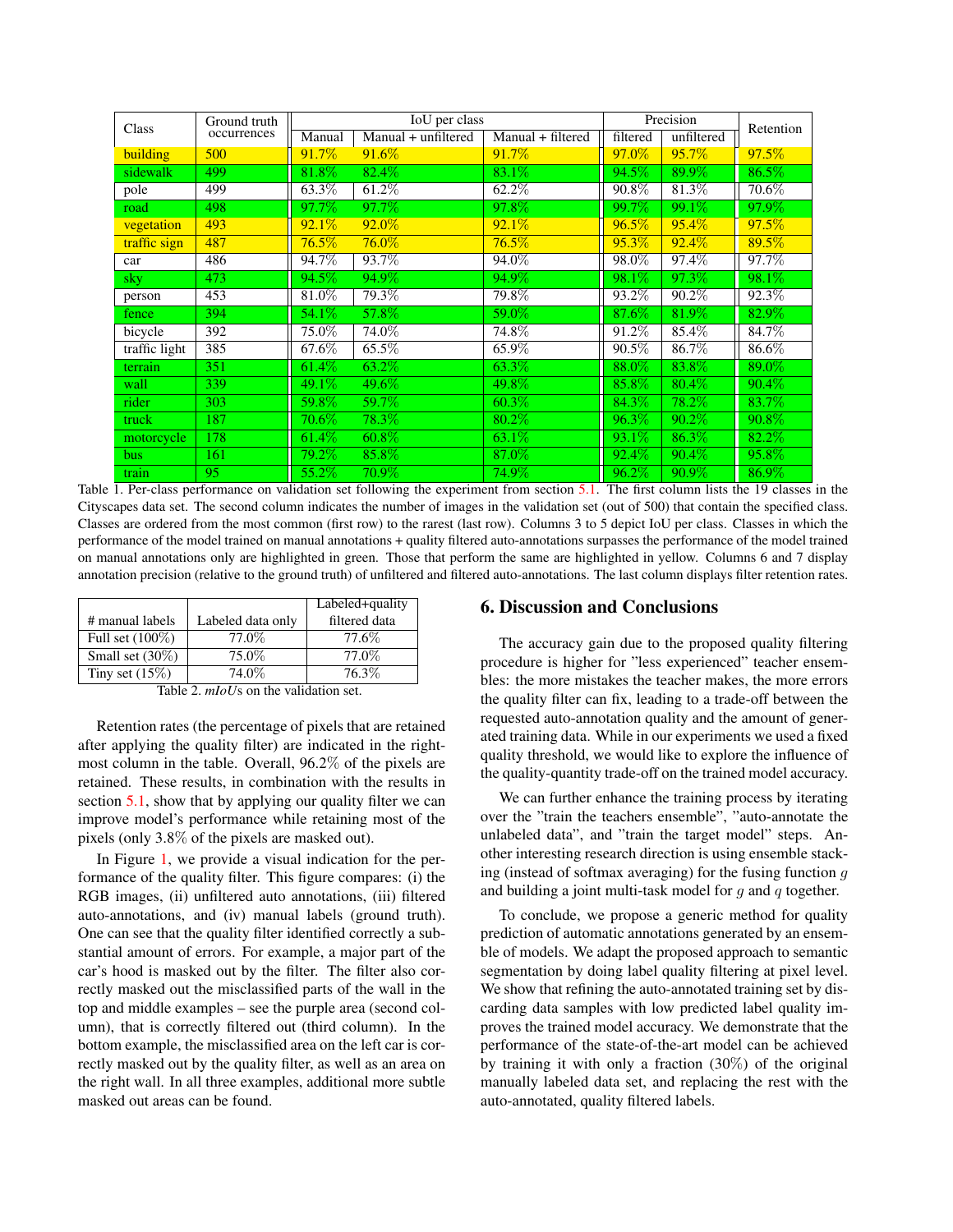| Class | Ground truth occurrences | IoU per class | | | Precision | | Retention |
|---|---|---|---|---|---|---|---|
| | | Manual | Manual + unfiltered | Manual + filtered | filtered | unfiltered | |
| building | 500 | 91.7% | 91.6% | 91.7% | 97.0% | 95.7% | 97.5% |
| sidewalk | 499 | 81.8% | 82.4% | 83.1% | 94.5% | 89.9% | 86.5% |
| pole | 499 | 63.3% | 61.2% | 62.2% | 90.8% | 81.3% | 70.6% |
| road | 498 | 97.7% | 97.7% | 97.8% | 99.7% | 99.1% | 97.9% |
| vegetation | 493 | 92.1% | 92.0% | 92.1% | 96.5% | 95.4% | 97.5% |
| traffic sign | 487 | 76.5% | 76.0% | 76.5% | 95.3% | 92.4% | 89.5% |
| car | 486 | 94.7% | 93.7% | 94.0% | 98.0% | 97.4% | 97.7% |
| sky | 473 | 94.5% | 94.9% | 94.9% | 98.1% | 97.3% | 98.1% |
| person | 453 | 81.0% | 79.3% | 79.8% | 93.2% | 90.2% | 92.3% |
| fence | 394 | 54.1% | 57.8% | 59.0% | 87.6% | 81.9% | 82.9% |
| bicycle | 392 | 75.0% | 74.0% | 74.8% | 91.2% | 85.4% | 84.7% |
| traffic light | 385 | 67.6% | 65.5% | 65.9% | 90.5% | 86.7% | 86.6% |
| terrain | 351 | 61.4% | 63.2% | 63.3% | 88.0% | 83.8% | 89.0% |
| wall | 339 | 49.1% | 49.6% | 49.8% | 85.8% | 80.4% | 90.4% |
| rider | 303 | 59.8% | 59.7% | 60.3% | 84.3% | 78.2% | 83.7% |
| truck | 187 | 70.6% | 78.3% | 80.2% | 96.3% | 90.2% | 90.8% |
| motorcycle | 178 | 61.4% | 60.8% | 63.1% | 93.1% | 86.3% | 82.2% |
| bus | 161 | 79.2% | 85.8% | 87.0% | 92.4% | 90.4% | 95.8% |
| train | 95 | 55.2% | 70.9% | 74.9% | 96.2% | 90.9% | 86.9% |

Table 1. Per-class performance on validation set following the experiment from section 5.1. The first column lists the 19 classes in the Cityscapes data set. The second column indicates the number of images in the validation set (out of 500) that contain the specified class. Classes are ordered from the most common (first row) to the rarest (last row). Columns 3 to 5 depict IoU per class. Classes in which the performance of the model trained on manual annotations + quality filtered auto-annotations surpasses the performance of the model trained on manual annotations only are highlighted in green. Those that perform the same are highlighted in yellow. Columns 6 and 7 display annotation precision (relative to the ground truth) of unfiltered and filtered auto-annotations. The last column displays filter retention rates.

| # manual labels | Labeled data only | Labeled+quality filtered data |
|---|---|---|
| Full set (100%) | 77.0% | 77.6% |
| Small set (30%) | 75.0% | 77.0% |
| Tiny set (15%) | 74.0% | 76.3% |

Table 2. *mIoU*s on the validation set.

Retention rates (the percentage of pixels that are retained after applying the quality filter) are indicated in the rightmost column in the table. Overall, 96.2% of the pixels are retained. These results, in combination with the results in section 5.1, show that by applying our quality filter we can improve model's performance while retaining most of the pixels (only 3.8% of the pixels are masked out).

In Figure 1, we provide a visual indication for the performance of the quality filter. This figure compares: (i) the RGB images, (ii) unfiltered auto annotations, (iii) filtered auto-annotations, and (iv) manual labels (ground truth). One can see that the quality filter identified correctly a substantial amount of errors. For example, a major part of the car's hood is masked out by the filter. The filter also correctly masked out the misclassified parts of the wall in the top and middle examples – see the purple area (second column), that is correctly filtered out (third column). In the bottom example, the misclassified area on the left car is correctly masked out by the quality filter, as well as an area on the right wall. In all three examples, additional more subtle masked out areas can be found.

## 6. Discussion and Conclusions

The accuracy gain due to the proposed quality filtering procedure is higher for "less experienced" teacher ensembles: the more mistakes the teacher makes, the more errors the quality filter can fix, leading to a trade-off between the requested auto-annotation quality and the amount of generated training data. While in our experiments we used a fixed quality threshold, we would like to explore the influence of the quality-quantity trade-off on the trained model accuracy.

We can further enhance the training process by iterating over the "train the teachers ensemble", "auto-annotate the unlabeled data", and "train the target model" steps. Another interesting research direction is using ensemble stacking (instead of softmax averaging) for the fusing function $g$ and building a joint multi-task model for $g$ and $q$ together.

To conclude, we propose a generic method for quality prediction of automatic annotations generated by an ensemble of models. We adapt the proposed approach to semantic segmentation by doing label quality filtering at pixel level. We show that refining the auto-annotated training set by discarding data samples with low predicted label quality improves the trained model accuracy. We demonstrate that the performance of the state-of-the-art model can be achieved by training it with only a fraction (30%) of the original manually labeled data set, and replacing the rest with the auto-annotated, quality filtered labels.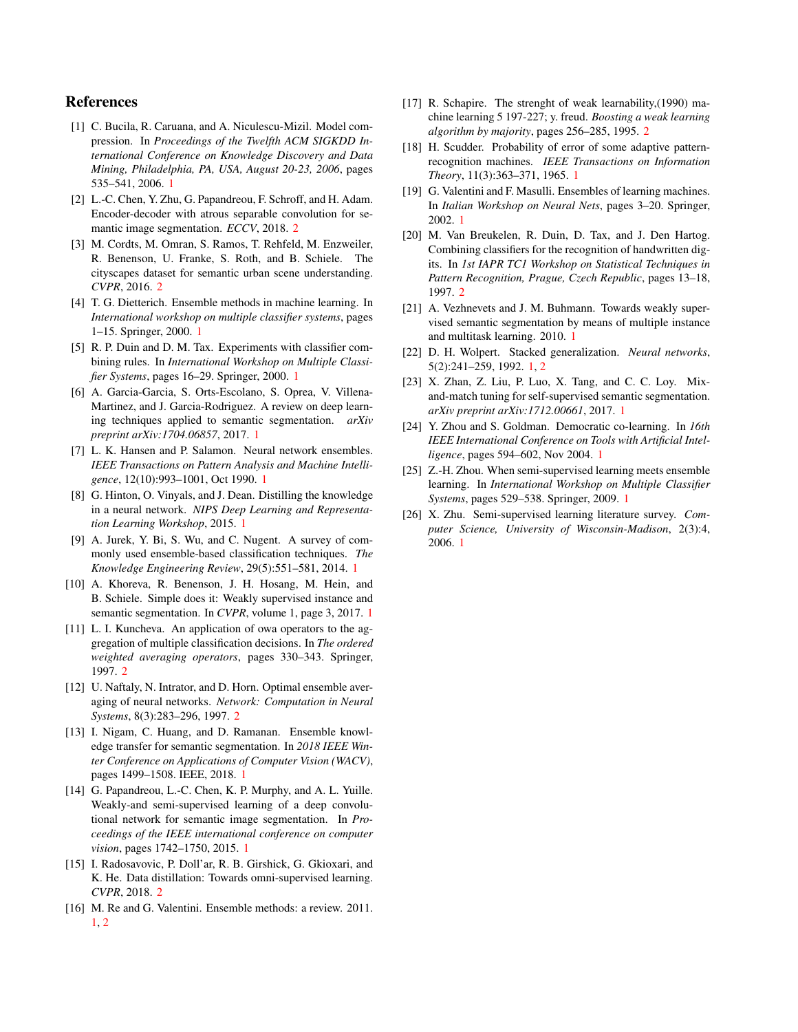## References

[1] C. Bucila, R. Caruana, and A. Niculescu-Mizil. Model compression. In *Proceedings of the Twelfth ACM SIGKDD International Conference on Knowledge Discovery and Data Mining, Philadelphia, PA, USA, August 20-23, 2006*, pages 535–541, 2006. 1

[2] L.-C. Chen, Y. Zhu, G. Papandreou, F. Schroff, and H. Adam. Encoder-decoder with atrous separable convolution for semantic image segmentation. *ECCV*, 2018. 2

[3] M. Cordts, M. Omran, S. Ramos, T. Rehfeld, M. Enzweiler, R. Benenson, U. Franke, S. Roth, and B. Schiele. The cityscapes dataset for semantic urban scene understanding. *CVPR*, 2016. 2

[4] T. G. Dietterich. Ensemble methods in machine learning. In *International workshop on multiple classifier systems*, pages 1–15. Springer, 2000. 1

[5] R. P. Duin and D. M. Tax. Experiments with classifier combining rules. In *International Workshop on Multiple Classifier Systems*, pages 16–29. Springer, 2000. 1

[6] A. Garcia-Garcia, S. Orts-Escolano, S. Oprea, V. Villena-Martinez, and J. Garcia-Rodriguez. A review on deep learning techniques applied to semantic segmentation. *arXiv preprint arXiv:1704.06857*, 2017. 1

[7] L. K. Hansen and P. Salamon. Neural network ensembles. *IEEE Transactions on Pattern Analysis and Machine Intelligence*, 12(10):993–1001, Oct 1990. 1

[8] G. Hinton, O. Vinyals, and J. Dean. Distilling the knowledge in a neural network. *NIPS Deep Learning and Representation Learning Workshop*, 2015. 1

[9] A. Jurek, Y. Bi, S. Wu, and C. Nugent. A survey of commonly used ensemble-based classification techniques. *The Knowledge Engineering Review*, 29(5):551–581, 2014. 1

[10] A. Khoreva, R. Benenson, J. H. Hosang, M. Hein, and B. Schiele. Simple does it: Weakly supervised instance and semantic segmentation. In *CVPR*, volume 1, page 3, 2017. 1

[11] L. I. Kuncheva. An application of owa operators to the aggregation of multiple classification decisions. In *The ordered weighted averaging operators*, pages 330–343. Springer, 1997. 2

[12] U. Naftaly, N. Intrator, and D. Horn. Optimal ensemble averaging of neural networks. *Network: Computation in Neural Systems*, 8(3):283–296, 1997. 2

[13] I. Nigam, C. Huang, and D. Ramanan. Ensemble knowledge transfer for semantic segmentation. In *2018 IEEE Winter Conference on Applications of Computer Vision (WACV)*, pages 1499–1508. IEEE, 2018. 1

[14] G. Papandreou, L.-C. Chen, K. P. Murphy, and A. L. Yuille. Weakly-and semi-supervised learning of a deep convolutional network for semantic image segmentation. In *Proceedings of the IEEE international conference on computer vision*, pages 1742–1750, 2015. 1

[15] I. Radosavovic, P. Doll'ar, R. B. Girshick, G. Gkioxari, and K. He. Data distillation: Towards omni-supervised learning. *CVPR*, 2018. 2

[16] M. Re and G. Valentini. Ensemble methods: a review. 2011. 1, 2

[17] R. Schapire. The strenght of weak learnability,(1990) machine learning 5 197-227; y. freud. *Boosting a weak learning algorithm by majority*, pages 256–285, 1995. 2

[18] H. Scudder. Probability of error of some adaptive pattern-recognition machines. *IEEE Transactions on Information Theory*, 11(3):363–371, 1965. 1

[19] G. Valentini and F. Masulli. Ensembles of learning machines. In *Italian Workshop on Neural Nets*, pages 3–20. Springer, 2002. 1

[20] M. Van Breukelen, R. Duin, D. Tax, and J. Den Hartog. Combining classifiers for the recognition of handwritten digits. In *1st IAPR TC1 Workshop on Statistical Techniques in Pattern Recognition, Prague, Czech Republic*, pages 13–18, 1997. 2

[21] A. Vezhnevets and J. M. Buhmann. Towards weakly supervised semantic segmentation by means of multiple instance and multitask learning. 2010. 1

[22] D. H. Wolpert. Stacked generalization. *Neural networks*, 5(2):241–259, 1992. 1, 2

[23] X. Zhan, Z. Liu, P. Luo, X. Tang, and C. C. Loy. Mix-and-match tuning for self-supervised semantic segmentation. *arXiv preprint arXiv:1712.00661*, 2017. 1

[24] Y. Zhou and S. Goldman. Democratic co-learning. In *16th IEEE International Conference on Tools with Artificial Intelligence*, pages 594–602, Nov 2004. 1

[25] Z.-H. Zhou. When semi-supervised learning meets ensemble learning. In *International Workshop on Multiple Classifier Systems*, pages 529–538. Springer, 2009. 1

[26] X. Zhu. Semi-supervised learning literature survey. *Computer Science, University of Wisconsin-Madison*, 2(3):4, 2006. 1